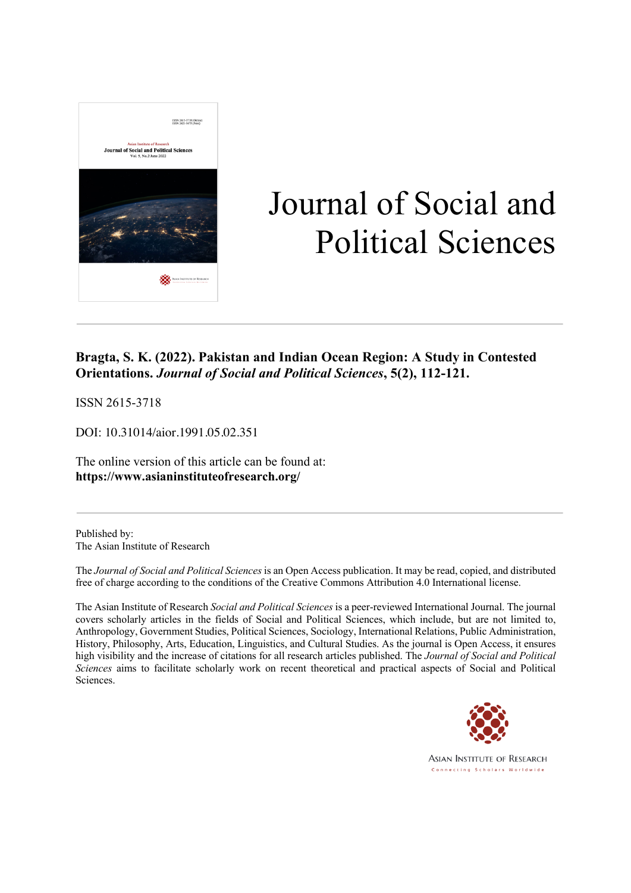# Journal of Social and Political Sciences

**Bragta, S. K. (2022). Pakistan and Indian Ocean Region: A Study in Contested Orientations. *Journal of Social and Political Sciences*, 5(2), 112-121.**

ISSN 2615-3718

DOI: 10.31014/aior.1991.05.02.351

The online version of this article can be found at:
**https://www.asianinstituteofresearch.org/**

---

Published by:
The Asian Institute of Research

The *Journal of Social and Political Sciences* is an Open Access publication. It may be read, copied, and distributed free of charge according to the conditions of the Creative Commons Attribution 4.0 International license.

The Asian Institute of Research *Social and Political Sciences* is a peer-reviewed International Journal. The journal covers scholarly articles in the fields of Social and Political Sciences, which include, but are not limited to, Anthropology, Government Studies, Political Sciences, Sociology, International Relations, Public Administration, History, Philosophy, Arts, Education, Linguistics, and Cultural Studies. As the journal is Open Access, it ensures high visibility and the increase of citations for all research articles published. The *Journal of Social and Political Sciences* aims to facilitate scholarly work on recent theoretical and practical aspects of Social and Political Sciences.

Asian Institute of Research
Connecting Scholars Worldwide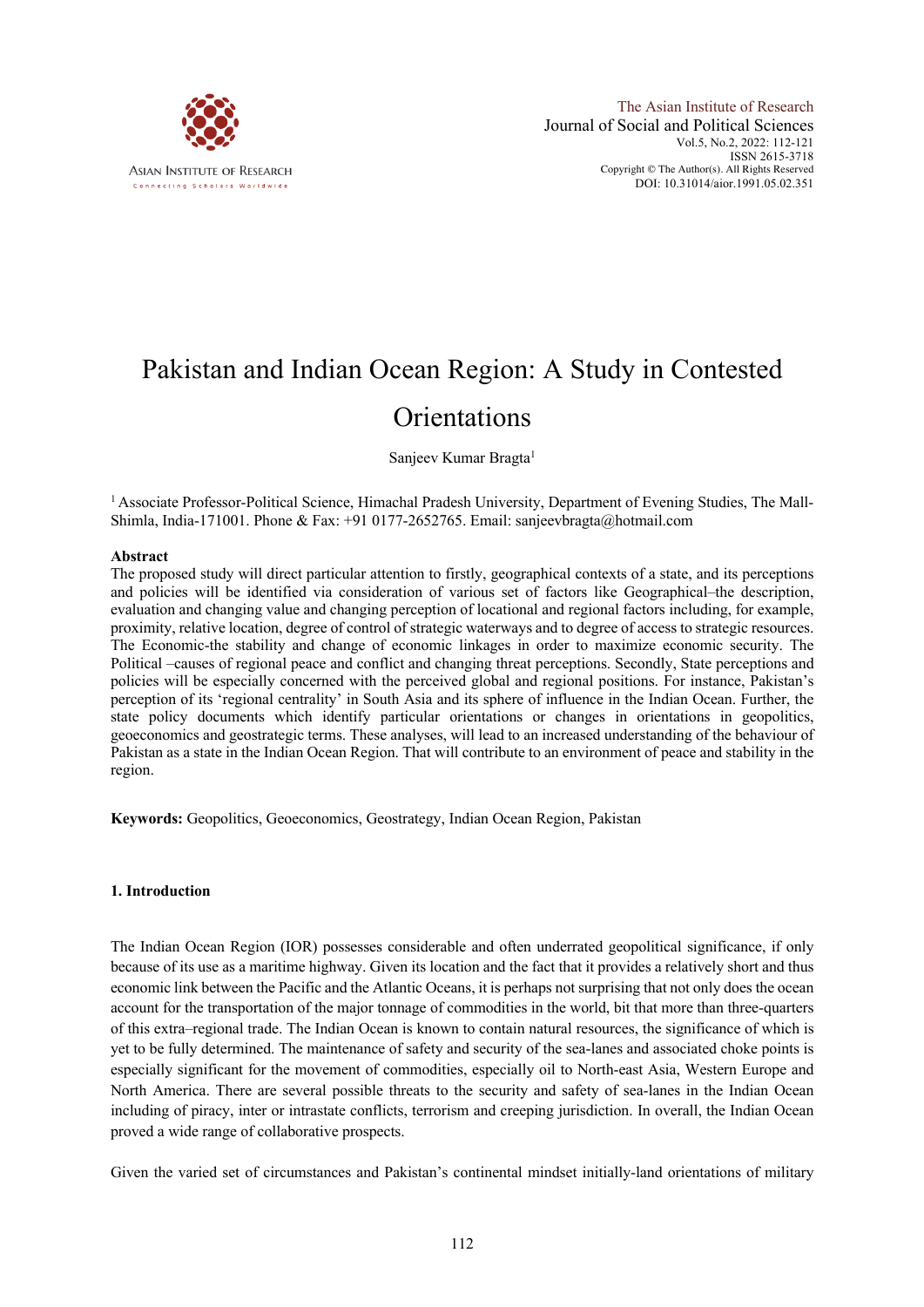# Pakistan and Indian Ocean Region: A Study in Contested Orientations

Sanjeev Kumar Bragta[1]

[1] Associate Professor-Political Science, Himachal Pradesh University, Department of Evening Studies, The Mall-Shimla, India-171001. Phone & Fax: +91 0177-2652765. Email: sanjeevbragta@hotmail.com

### Abstract

The proposed study will direct particular attention to firstly, geographical contexts of a state, and its perceptions and policies will be identified via consideration of various set of factors like Geographical–the description, evaluation and changing value and changing perception of locational and regional factors including, for example, proximity, relative location, degree of control of strategic waterways and to degree of access to strategic resources. The Economic-the stability and change of economic linkages in order to maximize economic security. The Political –causes of regional peace and conflict and changing threat perceptions. Secondly, State perceptions and policies will be especially concerned with the perceived global and regional positions. For instance, Pakistan's perception of its 'regional centrality' in South Asia and its sphere of influence in the Indian Ocean. Further, the state policy documents which identify particular orientations or changes in orientations in geopolitics, geoeconomics and geostrategic terms. These analyses, will lead to an increased understanding of the behaviour of Pakistan as a state in the Indian Ocean Region. That will contribute to an environment of peace and stability in the region.

**Keywords:** Geopolitics, Geoeconomics, Geostrategy, Indian Ocean Region, Pakistan

## 1. Introduction

The Indian Ocean Region (IOR) possesses considerable and often underrated geopolitical significance, if only because of its use as a maritime highway. Given its location and the fact that it provides a relatively short and thus economic link between the Pacific and the Atlantic Oceans, it is perhaps not surprising that not only does the ocean account for the transportation of the major tonnage of commodities in the world, bit that more than three-quarters of this extra–regional trade. The Indian Ocean is known to contain natural resources, the significance of which is yet to be fully determined. The maintenance of safety and security of the sea-lanes and associated choke points is especially significant for the movement of commodities, especially oil to North-east Asia, Western Europe and North America. There are several possible threats to the security and safety of sea-lanes in the Indian Ocean including of piracy, inter or intrastate conflicts, terrorism and creeping jurisdiction. In overall, the Indian Ocean proved a wide range of collaborative prospects.

Given the varied set of circumstances and Pakistan's continental mindset initially-land orientations of military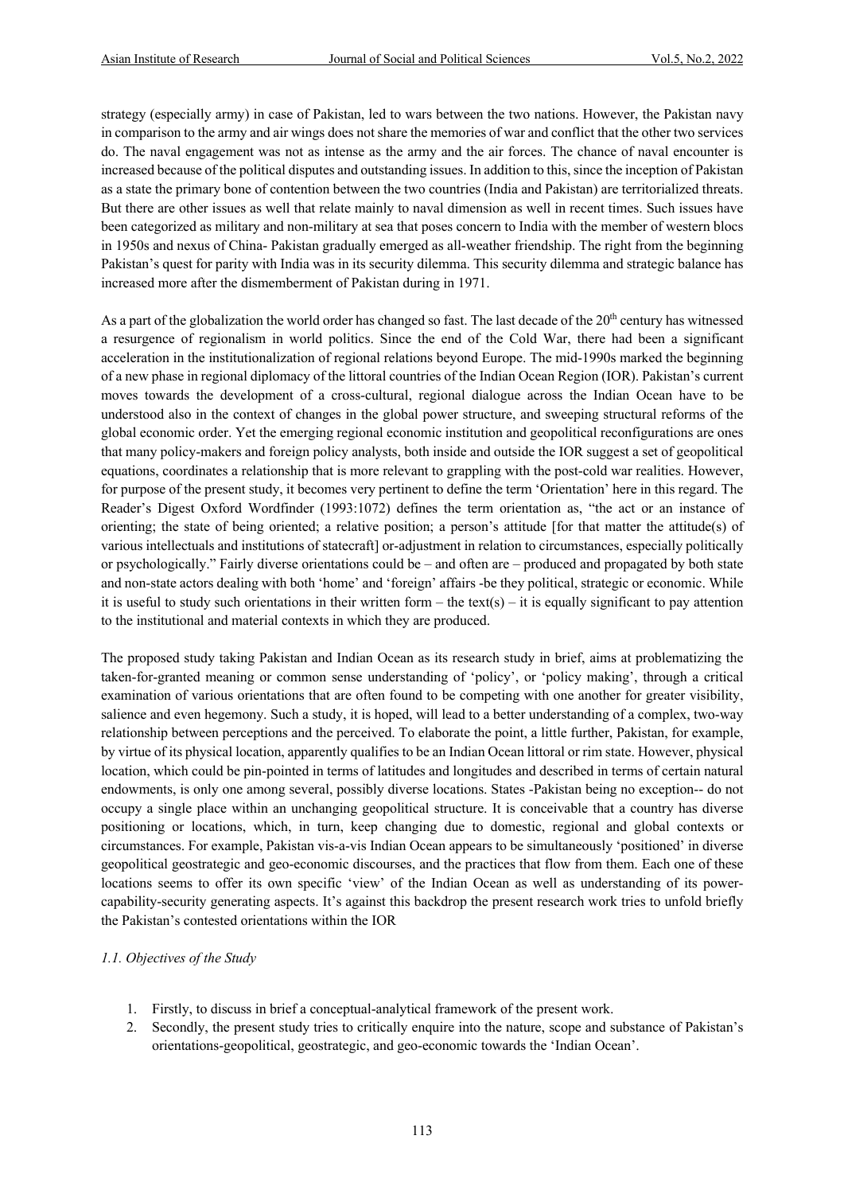strategy (especially army) in case of Pakistan, led to wars between the two nations. However, the Pakistan navy in comparison to the army and air wings does not share the memories of war and conflict that the other two services do. The naval engagement was not as intense as the army and the air forces. The chance of naval encounter is increased because of the political disputes and outstanding issues. In addition to this, since the inception of Pakistan as a state the primary bone of contention between the two countries (India and Pakistan) are territorialized threats. But there are other issues as well that relate mainly to naval dimension as well in recent times. Such issues have been categorized as military and non-military at sea that poses concern to India with the member of western blocs in 1950s and nexus of China- Pakistan gradually emerged as all-weather friendship. The right from the beginning Pakistan's quest for parity with India was in its security dilemma. This security dilemma and strategic balance has increased more after the dismemberment of Pakistan during in 1971.

As a part of the globalization the world order has changed so fast. The last decade of the 20th century has witnessed a resurgence of regionalism in world politics. Since the end of the Cold War, there had been a significant acceleration in the institutionalization of regional relations beyond Europe. The mid-1990s marked the beginning of a new phase in regional diplomacy of the littoral countries of the Indian Ocean Region (IOR). Pakistan's current moves towards the development of a cross-cultural, regional dialogue across the Indian Ocean have to be understood also in the context of changes in the global power structure, and sweeping structural reforms of the global economic order. Yet the emerging regional economic institution and geopolitical reconfigurations are ones that many policy-makers and foreign policy analysts, both inside and outside the IOR suggest a set of geopolitical equations, coordinates a relationship that is more relevant to grappling with the post-cold war realities. However, for purpose of the present study, it becomes very pertinent to define the term 'Orientation' here in this regard. The Reader's Digest Oxford Wordfinder (1993:1072) defines the term orientation as, "the act or an instance of orienting; the state of being oriented; a relative position; a person's attitude [for that matter the attitude(s) of various intellectuals and institutions of statecraft] or-adjustment in relation to circumstances, especially politically or psychologically." Fairly diverse orientations could be – and often are – produced and propagated by both state and non-state actors dealing with both 'home' and 'foreign' affairs -be they political, strategic or economic. While it is useful to study such orientations in their written form – the text(s) – it is equally significant to pay attention to the institutional and material contexts in which they are produced.

The proposed study taking Pakistan and Indian Ocean as its research study in brief, aims at problematizing the taken-for-granted meaning or common sense understanding of 'policy', or 'policy making', through a critical examination of various orientations that are often found to be competing with one another for greater visibility, salience and even hegemony. Such a study, it is hoped, will lead to a better understanding of a complex, two-way relationship between perceptions and the perceived. To elaborate the point, a little further, Pakistan, for example, by virtue of its physical location, apparently qualifies to be an Indian Ocean littoral or rim state. However, physical location, which could be pin-pointed in terms of latitudes and longitudes and described in terms of certain natural endowments, is only one among several, possibly diverse locations. States -Pakistan being no exception-- do not occupy a single place within an unchanging geopolitical structure. It is conceivable that a country has diverse positioning or locations, which, in turn, keep changing due to domestic, regional and global contexts or circumstances. For example, Pakistan vis-a-vis Indian Ocean appears to be simultaneously 'positioned' in diverse geopolitical geostrategic and geo-economic discourses, and the practices that flow from them. Each one of these locations seems to offer its own specific 'view' of the Indian Ocean as well as understanding of its power-capability-security generating aspects. It's against this backdrop the present research work tries to unfold briefly the Pakistan's contested orientations within the IOR

### *1.1. Objectives of the Study*

1. Firstly, to discuss in brief a conceptual-analytical framework of the present work.
2. Secondly, the present study tries to critically enquire into the nature, scope and substance of Pakistan's orientations-geopolitical, geostrategic, and geo-economic towards the 'Indian Ocean'.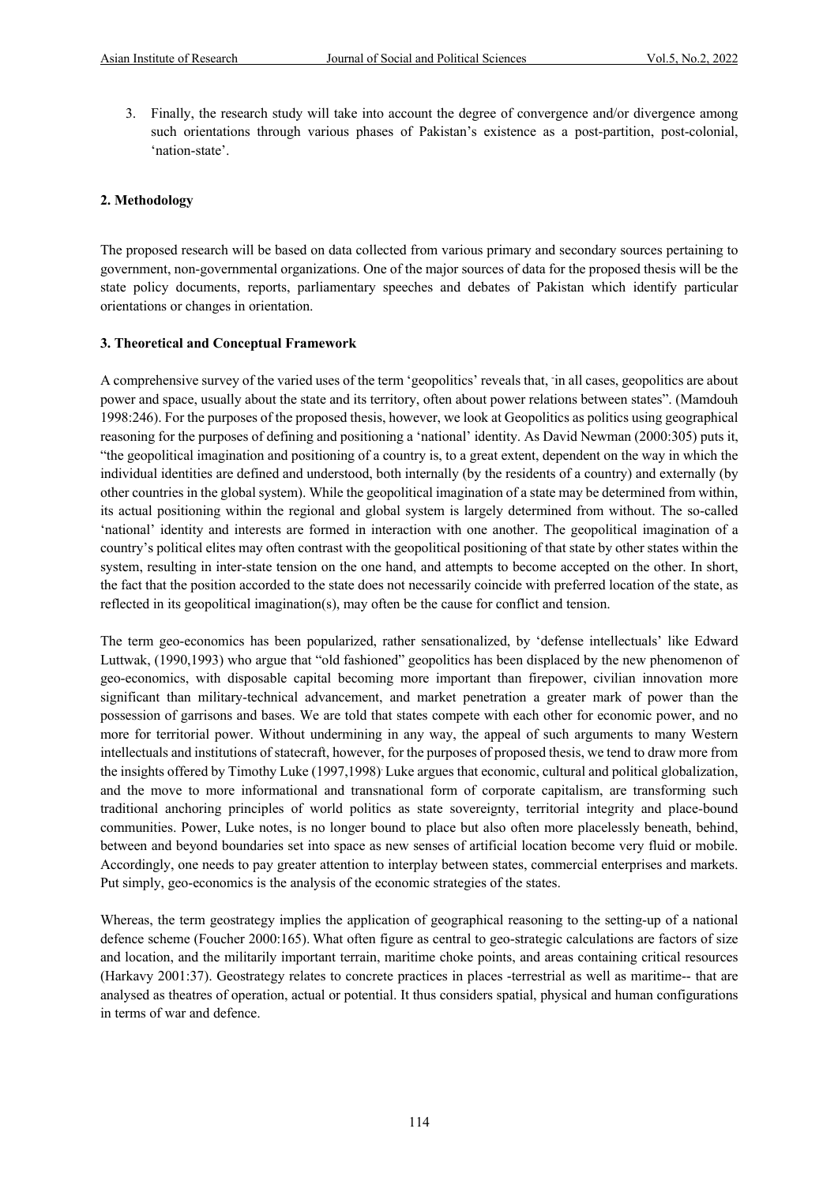3. Finally, the research study will take into account the degree of convergence and/or divergence among such orientations through various phases of Pakistan's existence as a post-partition, post-colonial, 'nation-state'.

## 2. Methodology

The proposed research will be based on data collected from various primary and secondary sources pertaining to government, non-governmental organizations. One of the major sources of data for the proposed thesis will be the state policy documents, reports, parliamentary speeches and debates of Pakistan which identify particular orientations or changes in orientation.

## 3. Theoretical and Conceptual Framework

A comprehensive survey of the varied uses of the term 'geopolitics' reveals that, "in all cases, geopolitics are about power and space, usually about the state and its territory, often about power relations between states". (Mamdouh 1998:246). For the purposes of the proposed thesis, however, we look at Geopolitics as politics using geographical reasoning for the purposes of defining and positioning a 'national' identity. As David Newman (2000:305) puts it, "the geopolitical imagination and positioning of a country is, to a great extent, dependent on the way in which the individual identities are defined and understood, both internally (by the residents of a country) and externally (by other countries in the global system). While the geopolitical imagination of a state may be determined from within, its actual positioning within the regional and global system is largely determined from without. The so-called 'national' identity and interests are formed in interaction with one another. The geopolitical imagination of a country's political elites may often contrast with the geopolitical positioning of that state by other states within the system, resulting in inter-state tension on the one hand, and attempts to become accepted on the other. In short, the fact that the position accorded to the state does not necessarily coincide with preferred location of the state, as reflected in its geopolitical imagination(s), may often be the cause for conflict and tension.

The term geo-economics has been popularized, rather sensationalized, by 'defense intellectuals' like Edward Luttwak, (1990,1993) who argue that "old fashioned" geopolitics has been displaced by the new phenomenon of geo-economics, with disposable capital becoming more important than firepower, civilian innovation more significant than military-technical advancement, and market penetration a greater mark of power than the possession of garrisons and bases. We are told that states compete with each other for economic power, and no more for territorial power. Without undermining in any way, the appeal of such arguments to many Western intellectuals and institutions of statecraft, however, for the purposes of proposed thesis, we tend to draw more from the insights offered by Timothy Luke (1997,1998). Luke argues that economic, cultural and political globalization, and the move to more informational and transnational form of corporate capitalism, are transforming such traditional anchoring principles of world politics as state sovereignty, territorial integrity and place-bound communities. Power, Luke notes, is no longer bound to place but also often more placelessly beneath, behind, between and beyond boundaries set into space as new senses of artificial location become very fluid or mobile. Accordingly, one needs to pay greater attention to interplay between states, commercial enterprises and markets. Put simply, geo-economics is the analysis of the economic strategies of the states.

Whereas, the term geostrategy implies the application of geographical reasoning to the setting-up of a national defence scheme (Foucher 2000:165). What often figure as central to geo-strategic calculations are factors of size and location, and the militarily important terrain, maritime choke points, and areas containing critical resources (Harkavy 2001:37). Geostrategy relates to concrete practices in places -terrestrial as well as maritime-- that are analysed as theatres of operation, actual or potential. It thus considers spatial, physical and human configurations in terms of war and defence.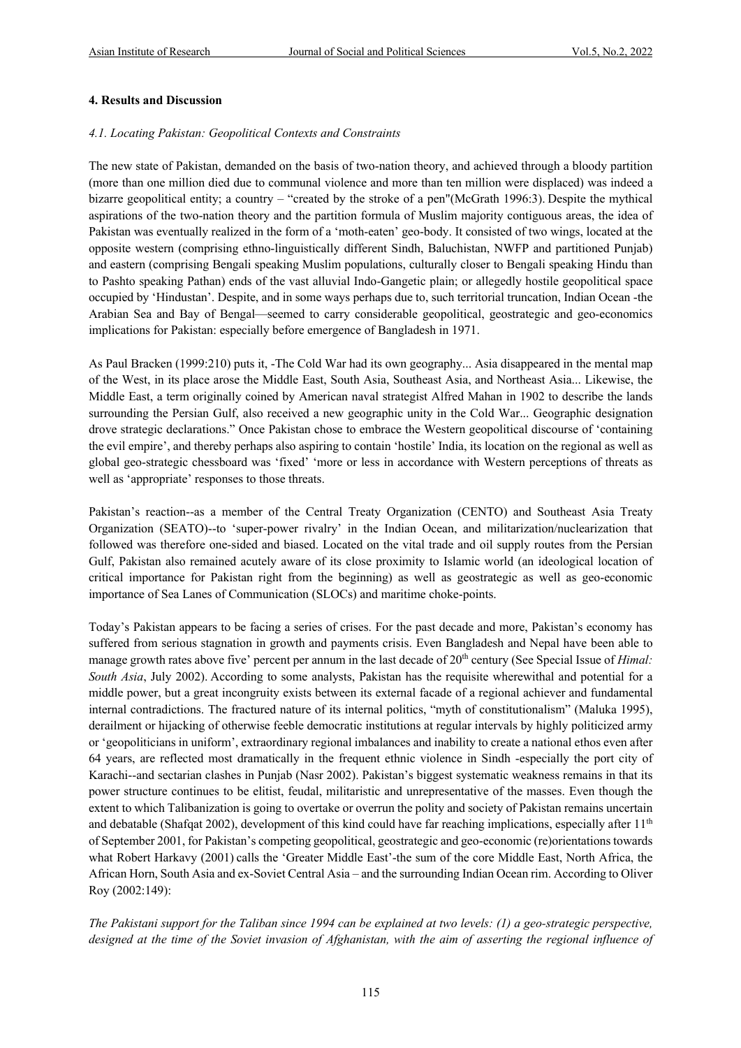### 4. Results and Discussion

#### *4.1. Locating Pakistan: Geopolitical Contexts and Constraints*

The new state of Pakistan, demanded on the basis of two-nation theory, and achieved through a bloody partition (more than one million died due to communal violence and more than ten million were displaced) was indeed a bizarre geopolitical entity; a country – "created by the stroke of a pen"(McGrath 1996:3). Despite the mythical aspirations of the two-nation theory and the partition formula of Muslim majority contiguous areas, the idea of Pakistan was eventually realized in the form of a 'moth-eaten' geo-body. It consisted of two wings, located at the opposite western (comprising ethno-linguistically different Sindh, Baluchistan, NWFP and partitioned Punjab) and eastern (comprising Bengali speaking Muslim populations, culturally closer to Bengali speaking Hindu than to Pashto speaking Pathan) ends of the vast alluvial Indo-Gangetic plain; or allegedly hostile geopolitical space occupied by 'Hindustan'. Despite, and in some ways perhaps due to, such territorial truncation, Indian Ocean -the Arabian Sea and Bay of Bengal—seemed to carry considerable geopolitical, geostrategic and geo-economics implications for Pakistan: especially before emergence of Bangladesh in 1971.

As Paul Bracken (1999:210) puts it, -The Cold War had its own geography... Asia disappeared in the mental map of the West, in its place arose the Middle East, South Asia, Southeast Asia, and Northeast Asia... Likewise, the Middle East, a term originally coined by American naval strategist Alfred Mahan in 1902 to describe the lands surrounding the Persian Gulf, also received a new geographic unity in the Cold War... Geographic designation drove strategic declarations." Once Pakistan chose to embrace the Western geopolitical discourse of 'containing the evil empire', and thereby perhaps also aspiring to contain 'hostile' India, its location on the regional as well as global geo-strategic chessboard was 'fixed' 'more or less in accordance with Western perceptions of threats as well as 'appropriate' responses to those threats.

Pakistan's reaction--as a member of the Central Treaty Organization (CENTO) and Southeast Asia Treaty Organization (SEATO)--to 'super-power rivalry' in the Indian Ocean, and militarization/nuclearization that followed was therefore one-sided and biased. Located on the vital trade and oil supply routes from the Persian Gulf, Pakistan also remained acutely aware of its close proximity to Islamic world (an ideological location of critical importance for Pakistan right from the beginning) as well as geostrategic as well as geo-economic importance of Sea Lanes of Communication (SLOCs) and maritime choke-points.

Today's Pakistan appears to be facing a series of crises. For the past decade and more, Pakistan's economy has suffered from serious stagnation in growth and payments crisis. Even Bangladesh and Nepal have been able to manage growth rates above five' percent per annum in the last decade of 20th century (See Special Issue of *Himal: South Asia*, July 2002). According to some analysts, Pakistan has the requisite wherewithal and potential for a middle power, but a great incongruity exists between its external facade of a regional achiever and fundamental internal contradictions. The fractured nature of its internal politics, "myth of constitutionalism" (Maluka 1995), derailment or hijacking of otherwise feeble democratic institutions at regular intervals by highly politicized army or 'geopoliticians in uniform', extraordinary regional imbalances and inability to create a national ethos even after 64 years, are reflected most dramatically in the frequent ethnic violence in Sindh -especially the port city of Karachi--and sectarian clashes in Punjab (Nasr 2002). Pakistan's biggest systematic weakness remains in that its power structure continues to be elitist, feudal, militaristic and unrepresentative of the masses. Even though the extent to which Talibanization is going to overtake or overrun the polity and society of Pakistan remains uncertain and debatable (Shafqat 2002), development of this kind could have far reaching implications, especially after 11th of September 2001, for Pakistan's competing geopolitical, geostrategic and geo-economic (re)orientations towards what Robert Harkavy (2001) calls the 'Greater Middle East'-the sum of the core Middle East, North Africa, the African Horn, South Asia and ex-Soviet Central Asia – and the surrounding Indian Ocean rim. According to Oliver Roy (2002:149):

*The Pakistani support for the Taliban since 1994 can be explained at two levels: (1) a geo-strategic perspective, designed at the time of the Soviet invasion of Afghanistan, with the aim of asserting the regional influence of*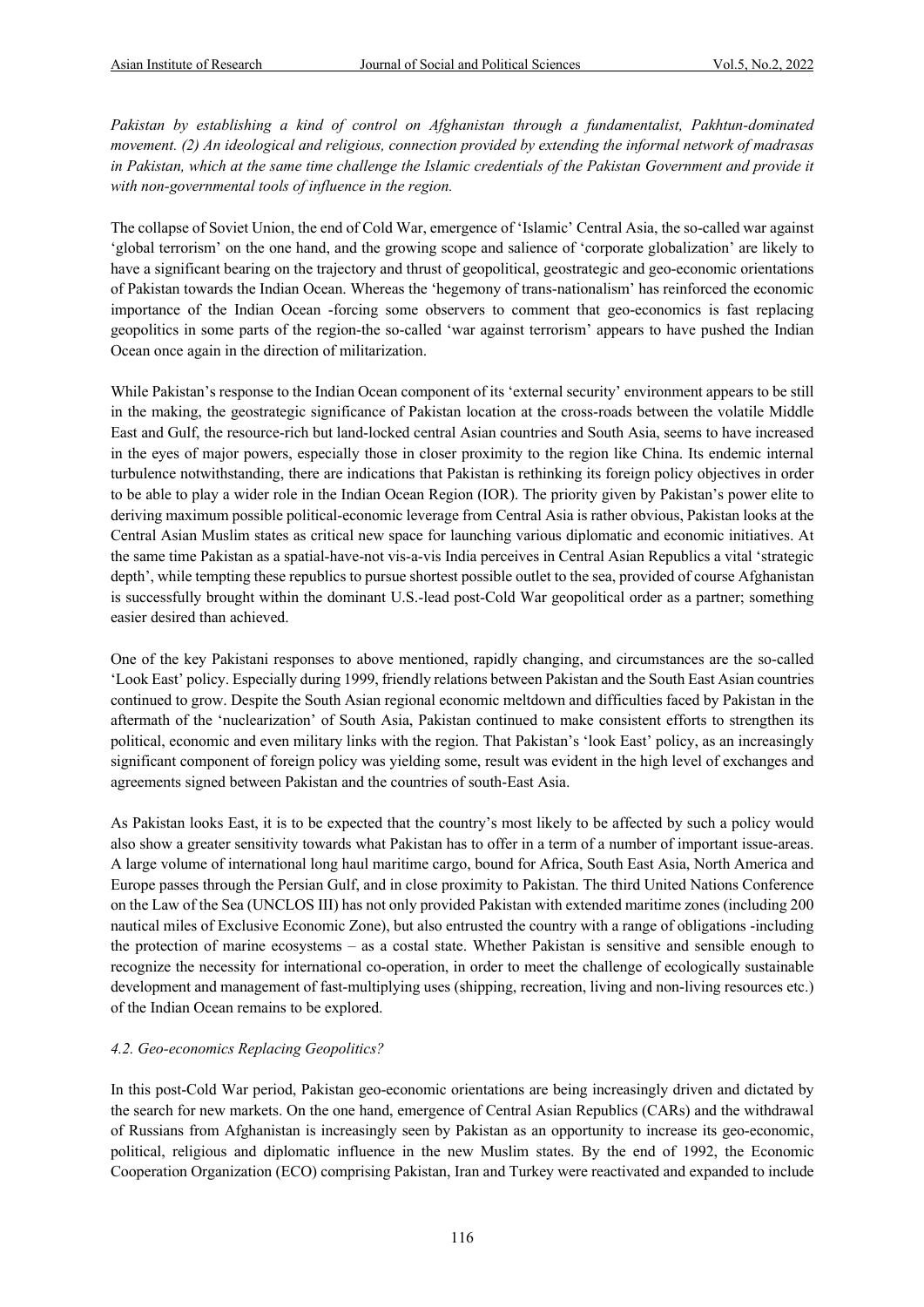*Pakistan by establishing a kind of control on Afghanistan through a fundamentalist, Pakhtun-dominated movement. (2) An ideological and religious, connection provided by extending the informal network of madrasas in Pakistan, which at the same time challenge the Islamic credentials of the Pakistan Government and provide it with non-governmental tools of influence in the region.*

The collapse of Soviet Union, the end of Cold War, emergence of 'Islamic' Central Asia, the so-called war against 'global terrorism' on the one hand, and the growing scope and salience of 'corporate globalization' are likely to have a significant bearing on the trajectory and thrust of geopolitical, geostrategic and geo-economic orientations of Pakistan towards the Indian Ocean. Whereas the 'hegemony of trans-nationalism' has reinforced the economic importance of the Indian Ocean -forcing some observers to comment that geo-economics is fast replacing geopolitics in some parts of the region-the so-called 'war against terrorism' appears to have pushed the Indian Ocean once again in the direction of militarization.

While Pakistan's response to the Indian Ocean component of its 'external security' environment appears to be still in the making, the geostrategic significance of Pakistan location at the cross-roads between the volatile Middle East and Gulf, the resource-rich but land-locked central Asian countries and South Asia, seems to have increased in the eyes of major powers, especially those in closer proximity to the region like China. Its endemic internal turbulence notwithstanding, there are indications that Pakistan is rethinking its foreign policy objectives in order to be able to play a wider role in the Indian Ocean Region (IOR). The priority given by Pakistan's power elite to deriving maximum possible political-economic leverage from Central Asia is rather obvious, Pakistan looks at the Central Asian Muslim states as critical new space for launching various diplomatic and economic initiatives. At the same time Pakistan as a spatial-have-not vis-a-vis India perceives in Central Asian Republics a vital 'strategic depth', while tempting these republics to pursue shortest possible outlet to the sea, provided of course Afghanistan is successfully brought within the dominant U.S.-lead post-Cold War geopolitical order as a partner; something easier desired than achieved.

One of the key Pakistani responses to above mentioned, rapidly changing, and circumstances are the so-called 'Look East' policy. Especially during 1999, friendly relations between Pakistan and the South East Asian countries continued to grow. Despite the South Asian regional economic meltdown and difficulties faced by Pakistan in the aftermath of the 'nuclearization' of South Asia, Pakistan continued to make consistent efforts to strengthen its political, economic and even military links with the region. That Pakistan's 'look East' policy, as an increasingly significant component of foreign policy was yielding some, result was evident in the high level of exchanges and agreements signed between Pakistan and the countries of south-East Asia.

As Pakistan looks East, it is to be expected that the country's most likely to be affected by such a policy would also show a greater sensitivity towards what Pakistan has to offer in a term of a number of important issue-areas. A large volume of international long haul maritime cargo, bound for Africa, South East Asia, North America and Europe passes through the Persian Gulf, and in close proximity to Pakistan. The third United Nations Conference on the Law of the Sea (UNCLOS III) has not only provided Pakistan with extended maritime zones (including 200 nautical miles of Exclusive Economic Zone), but also entrusted the country with a range of obligations -including the protection of marine ecosystems – as a costal state. Whether Pakistan is sensitive and sensible enough to recognize the necessity for international co-operation, in order to meet the challenge of ecologically sustainable development and management of fast-multiplying uses (shipping, recreation, living and non-living resources etc.) of the Indian Ocean remains to be explored.

### *4.2. Geo-economics Replacing Geopolitics?*

In this post-Cold War period, Pakistan geo-economic orientations are being increasingly driven and dictated by the search for new markets. On the one hand, emergence of Central Asian Republics (CARs) and the withdrawal of Russians from Afghanistan is increasingly seen by Pakistan as an opportunity to increase its geo-economic, political, religious and diplomatic influence in the new Muslim states. By the end of 1992, the Economic Cooperation Organization (ECO) comprising Pakistan, Iran and Turkey were reactivated and expanded to include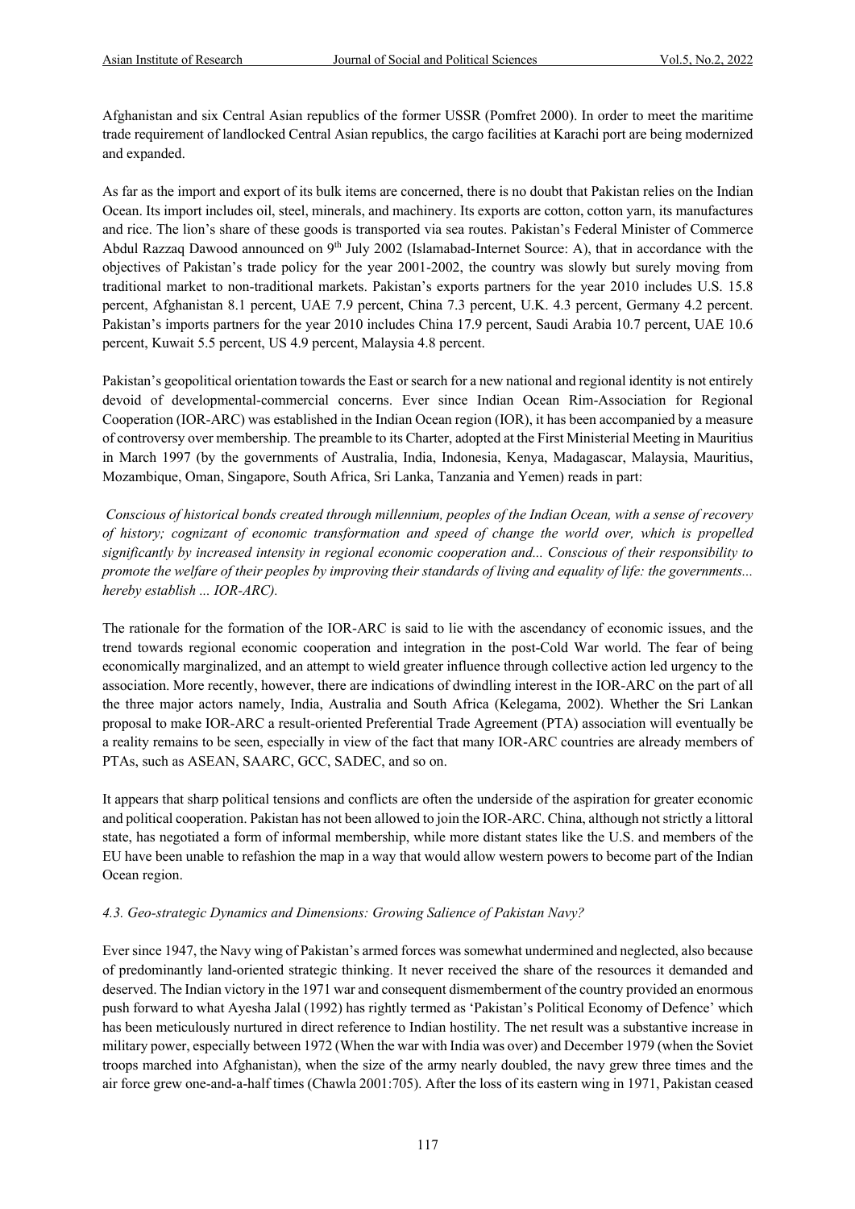Afghanistan and six Central Asian republics of the former USSR (Pomfret 2000). In order to meet the maritime trade requirement of landlocked Central Asian republics, the cargo facilities at Karachi port are being modernized and expanded.

As far as the import and export of its bulk items are concerned, there is no doubt that Pakistan relies on the Indian Ocean. Its import includes oil, steel, minerals, and machinery. Its exports are cotton, cotton yarn, its manufactures and rice. The lion's share of these goods is transported via sea routes. Pakistan's Federal Minister of Commerce Abdul Razzaq Dawood announced on 9th July 2002 (Islamabad-Internet Source: A), that in accordance with the objectives of Pakistan's trade policy for the year 2001-2002, the country was slowly but surely moving from traditional market to non-traditional markets. Pakistan's exports partners for the year 2010 includes U.S. 15.8 percent, Afghanistan 8.1 percent, UAE 7.9 percent, China 7.3 percent, U.K. 4.3 percent, Germany 4.2 percent. Pakistan's imports partners for the year 2010 includes China 17.9 percent, Saudi Arabia 10.7 percent, UAE 10.6 percent, Kuwait 5.5 percent, US 4.9 percent, Malaysia 4.8 percent.

Pakistan's geopolitical orientation towards the East or search for a new national and regional identity is not entirely devoid of developmental-commercial concerns. Ever since Indian Ocean Rim-Association for Regional Cooperation (IOR-ARC) was established in the Indian Ocean region (IOR), it has been accompanied by a measure of controversy over membership. The preamble to its Charter, adopted at the First Ministerial Meeting in Mauritius in March 1997 (by the governments of Australia, India, Indonesia, Kenya, Madagascar, Malaysia, Mauritius, Mozambique, Oman, Singapore, South Africa, Sri Lanka, Tanzania and Yemen) reads in part:

*Conscious of historical bonds created through millennium, peoples of the Indian Ocean, with a sense of recovery of history; cognizant of economic transformation and speed of change the world over, which is propelled significantly by increased intensity in regional economic cooperation and... Conscious of their responsibility to promote the welfare of their peoples by improving their standards of living and equality of life: the governments... hereby establish ... IOR-ARC).*

The rationale for the formation of the IOR-ARC is said to lie with the ascendancy of economic issues, and the trend towards regional economic cooperation and integration in the post-Cold War world. The fear of being economically marginalized, and an attempt to wield greater influence through collective action led urgency to the association. More recently, however, there are indications of dwindling interest in the IOR-ARC on the part of all the three major actors namely, India, Australia and South Africa (Kelegama, 2002). Whether the Sri Lankan proposal to make IOR-ARC a result-oriented Preferential Trade Agreement (PTA) association will eventually be a reality remains to be seen, especially in view of the fact that many IOR-ARC countries are already members of PTAs, such as ASEAN, SAARC, GCC, SADEC, and so on.

It appears that sharp political tensions and conflicts are often the underside of the aspiration for greater economic and political cooperation. Pakistan has not been allowed to join the IOR-ARC. China, although not strictly a littoral state, has negotiated a form of informal membership, while more distant states like the U.S. and members of the EU have been unable to refashion the map in a way that would allow western powers to become part of the Indian Ocean region.

### *4.3. Geo-strategic Dynamics and Dimensions: Growing Salience of Pakistan Navy?*

Ever since 1947, the Navy wing of Pakistan's armed forces was somewhat undermined and neglected, also because of predominantly land-oriented strategic thinking. It never received the share of the resources it demanded and deserved. The Indian victory in the 1971 war and consequent dismemberment of the country provided an enormous push forward to what Ayesha Jalal (1992) has rightly termed as 'Pakistan's Political Economy of Defence' which has been meticulously nurtured in direct reference to Indian hostility. The net result was a substantive increase in military power, especially between 1972 (When the war with India was over) and December 1979 (when the Soviet troops marched into Afghanistan), when the size of the army nearly doubled, the navy grew three times and the air force grew one-and-a-half times (Chawla 2001:705). After the loss of its eastern wing in 1971, Pakistan ceased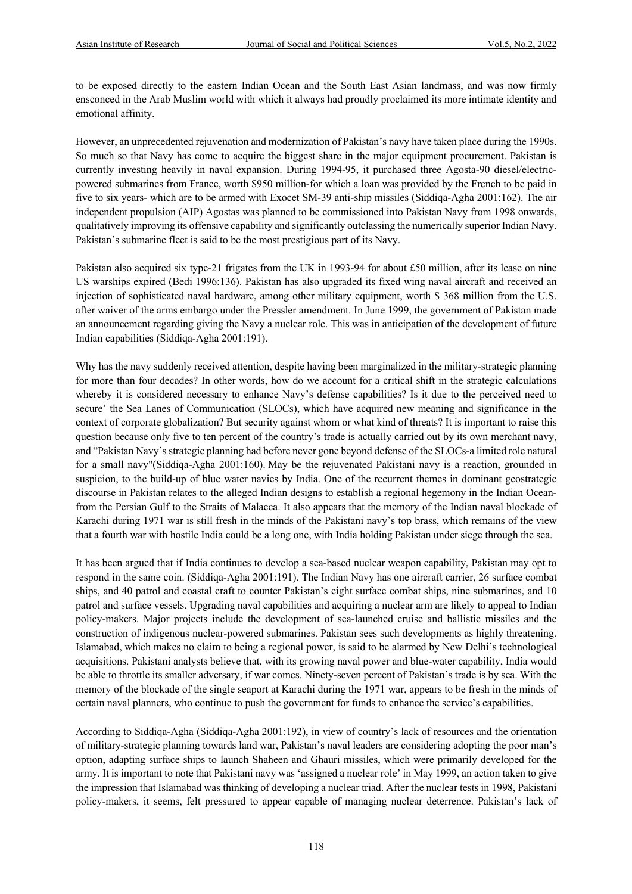to be exposed directly to the eastern Indian Ocean and the South East Asian landmass, and was now firmly ensconced in the Arab Muslim world with which it always had proudly proclaimed its more intimate identity and emotional affinity.

However, an unprecedented rejuvenation and modernization of Pakistan's navy have taken place during the 1990s. So much so that Navy has come to acquire the biggest share in the major equipment procurement. Pakistan is currently investing heavily in naval expansion. During 1994-95, it purchased three Agosta-90 diesel/electric-powered submarines from France, worth $950 million-for which a loan was provided by the French to be paid in five to six years- which are to be armed with Exocet SM-39 anti-ship missiles (Siddiqa-Agha 2001:162). The air independent propulsion (AIP) Agostas was planned to be commissioned into Pakistan Navy from 1998 onwards, qualitatively improving its offensive capability and significantly outclassing the numerically superior Indian Navy. Pakistan's submarine fleet is said to be the most prestigious part of its Navy.

Pakistan also acquired six type-21 frigates from the UK in 1993-94 for about £50 million, after its lease on nine US warships expired (Bedi 1996:136). Pakistan has also upgraded its fixed wing naval aircraft and received an injection of sophisticated naval hardware, among other military equipment, worth $ 368 million from the U.S. after waiver of the arms embargo under the Pressler amendment. In June 1999, the government of Pakistan made an announcement regarding giving the Navy a nuclear role. This was in anticipation of the development of future Indian capabilities (Siddiqa-Agha 2001:191).

Why has the navy suddenly received attention, despite having been marginalized in the military-strategic planning for more than four decades? In other words, how do we account for a critical shift in the strategic calculations whereby it is considered necessary to enhance Navy's defense capabilities? Is it due to the perceived need to secure' the Sea Lanes of Communication (SLOCs), which have acquired new meaning and significance in the context of corporate globalization? But security against whom or what kind of threats? It is important to raise this question because only five to ten percent of the country's trade is actually carried out by its own merchant navy, and "Pakistan Navy's strategic planning had before never gone beyond defense of the SLOCs-a limited role natural for a small navy"(Siddiqa-Agha 2001:160). May be the rejuvenated Pakistani navy is a reaction, grounded in suspicion, to the build-up of blue water navies by India. One of the recurrent themes in dominant geostrategic discourse in Pakistan relates to the alleged Indian designs to establish a regional hegemony in the Indian Ocean-from the Persian Gulf to the Straits of Malacca. It also appears that the memory of the Indian naval blockade of Karachi during 1971 war is still fresh in the minds of the Pakistani navy's top brass, which remains of the view that a fourth war with hostile India could be a long one, with India holding Pakistan under siege through the sea.

It has been argued that if India continues to develop a sea-based nuclear weapon capability, Pakistan may opt to respond in the same coin. (Siddiqa-Agha 2001:191). The Indian Navy has one aircraft carrier, 26 surface combat ships, and 40 patrol and coastal craft to counter Pakistan's eight surface combat ships, nine submarines, and 10 patrol and surface vessels. Upgrading naval capabilities and acquiring a nuclear arm are likely to appeal to Indian policy-makers. Major projects include the development of sea-launched cruise and ballistic missiles and the construction of indigenous nuclear-powered submarines. Pakistan sees such developments as highly threatening. Islamabad, which makes no claim to being a regional power, is said to be alarmed by New Delhi's technological acquisitions. Pakistani analysts believe that, with its growing naval power and blue-water capability, India would be able to throttle its smaller adversary, if war comes. Ninety-seven percent of Pakistan's trade is by sea. With the memory of the blockade of the single seaport at Karachi during the 1971 war, appears to be fresh in the minds of certain naval planners, who continue to push the government for funds to enhance the service's capabilities.

According to Siddiqa-Agha (Siddiqa-Agha 2001:192), in view of country's lack of resources and the orientation of military-strategic planning towards land war, Pakistan's naval leaders are considering adopting the poor man's option, adapting surface ships to launch Shaheen and Ghauri missiles, which were primarily developed for the army. It is important to note that Pakistani navy was 'assigned a nuclear role' in May 1999, an action taken to give the impression that Islamabad was thinking of developing a nuclear triad. After the nuclear tests in 1998, Pakistani policy-makers, it seems, felt pressured to appear capable of managing nuclear deterrence. Pakistan's lack of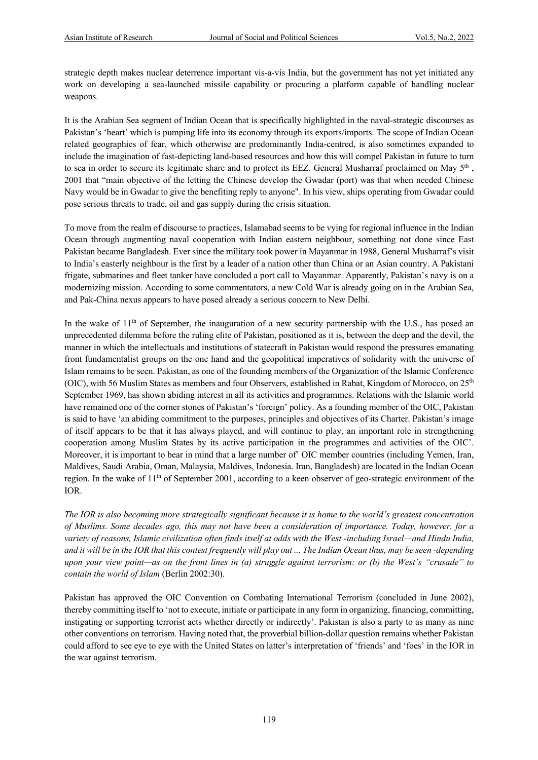strategic depth makes nuclear deterrence important vis-a-vis India, but the government has not yet initiated any work on developing a sea-launched missile capability or procuring a platform capable of handling nuclear weapons.

It is the Arabian Sea segment of Indian Ocean that is specifically highlighted in the naval-strategic discourses as Pakistan's 'heart' which is pumping life into its economy through its exports/imports. The scope of Indian Ocean related geographies of fear, which otherwise are predominantly India-centred, is also sometimes expanded to include the imagination of fast-depicting land-based resources and how this will compel Pakistan in future to turn to sea in order to secure its legitimate share and to protect its EEZ. General Musharraf proclaimed on May 5th , 2001 that "main objective of the letting the Chinese develop the Gwadar (port) was that when needed Chinese Navy would be in Gwadar to give the benefiting reply to anyone". In his view, ships operating from Gwadar could pose serious threats to trade, oil and gas supply during the crisis situation.

To move from the realm of discourse to practices, Islamabad seems to be vying for regional influence in the Indian Ocean through augmenting naval cooperation with Indian eastern neighbour, something not done since East Pakistan became Bangladesh. Ever since the military took power in Mayanmar in 1988, General Musharraf's visit to India's easterly neighbour is the first by a leader of a nation other than China or an Asian country. A Pakistani frigate, submarines and fleet tanker have concluded a port call to Mayanmar. Apparently, Pakistan's navy is on a modernizing mission. According to some commentators, a new Cold War is already going on in the Arabian Sea, and Pak-China nexus appears to have posed already a serious concern to New Delhi.

In the wake of 11th of September, the inauguration of a new security partnership with the U.S., has posed an unprecedented dilemma before the ruling elite of Pakistan, positioned as it is, between the deep and the devil, the manner in which the intellectuals and institutions of statecraft in Pakistan would respond the pressures emanating front fundamentalist groups on the one hand and the geopolitical imperatives of solidarity with the universe of Islam remains to be seen. Pakistan, as one of the founding members of the Organization of the Islamic Conference (OIC), with 56 Muslim States as members and four Observers, established in Rabat, Kingdom of Morocco, on 25th September 1969, has shown abiding interest in all its activities and programmes. Relations with the Islamic world have remained one of the corner stones of Pakistan's 'foreign' policy. As a founding member of the OIC, Pakistan is said to have 'an abiding commitment to the purposes, principles and objectives of its Charter. Pakistan's image of itself appears to be that it has always played, and will continue to play, an important role in strengthening cooperation among Muslim States by its active participation in the programmes and activities of the OIC'. Moreover, it is important to bear in mind that a large number of' OIC member countries (including Yemen, Iran, Maldives, Saudi Arabia, Oman, Malaysia, Maldives, Indonesia. Iran, Bangladesh) are located in the Indian Ocean region. In the wake of 11th of September 2001, according to a keen observer of geo-strategic environment of the IOR.

*The IOR is also becoming more strategically significant because it is home to the world's greatest concentration of Muslims. Some decades ago, this may not have been a consideration of importance. Today, however, for a variety of reasons, Islamic civilization often finds itself at odds with the West -including Israel—and Hindu India, and it will be in the IOR that this contest frequently will play out ... The Indian Ocean thus, may be seen -depending upon your view point—as on the front lines in (a) struggle against terrorism: or (b) the West's "crusade" to contain the world of Islam* (Berlin 2002:30).

Pakistan has approved the OIC Convention on Combating International Terrorism (concluded in June 2002), thereby committing itself to 'not to execute, initiate or participate in any form in organizing, financing, committing, instigating or supporting terrorist acts whether directly or indirectly'. Pakistan is also a party to as many as nine other conventions on terrorism. Having noted that, the proverbial billion-dollar question remains whether Pakistan could afford to see eye to eye with the United States on latter's interpretation of 'friends' and 'foes' in the IOR in the war against terrorism.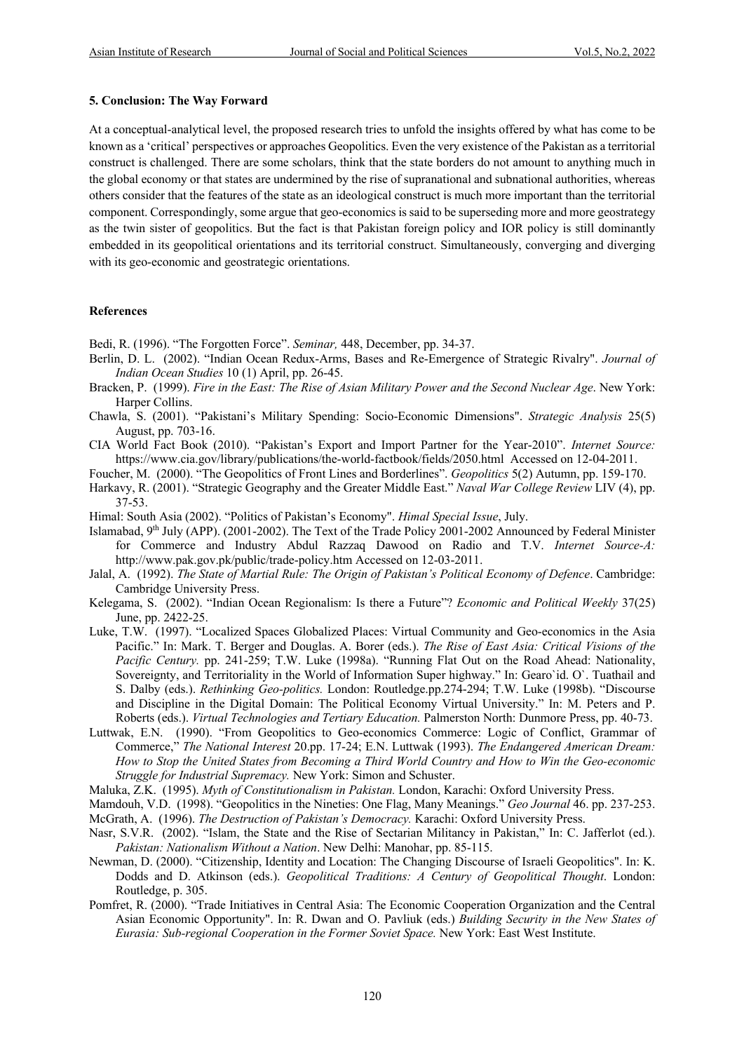### 5. Conclusion: The Way Forward

At a conceptual-analytical level, the proposed research tries to unfold the insights offered by what has come to be known as a 'critical' perspectives or approaches Geopolitics. Even the very existence of the Pakistan as a territorial construct is challenged. There are some scholars, think that the state borders do not amount to anything much in the global economy or that states are undermined by the rise of supranational and subnational authorities, whereas others consider that the features of the state as an ideological construct is much more important than the territorial component. Correspondingly, some argue that geo-economics is said to be superseding more and more geostrategy as the twin sister of geopolitics. But the fact is that Pakistan foreign policy and IOR policy is still dominantly embedded in its geopolitical orientations and its territorial construct. Simultaneously, converging and diverging with its geo-economic and geostrategic orientations.

### References

Bedi, R. (1996). "The Forgotten Force". *Seminar,* 448, December, pp. 34-37.

Berlin, D. L. (2002). "Indian Ocean Redux-Arms, Bases and Re-Emergence of Strategic Rivalry". *Journal of Indian Ocean Studies* 10 (1) April, pp. 26-45.

Bracken, P. (1999). *Fire in the East: The Rise of Asian Military Power and the Second Nuclear Age*. New York: Harper Collins.

Chawla, S. (2001). "Pakistani's Military Spending: Socio-Economic Dimensions". *Strategic Analysis* 25(5) August, pp. 703-16.

CIA World Fact Book (2010). "Pakistan's Export and Import Partner for the Year-2010". *Internet Source:* https://www.cia.gov/library/publications/the-world-factbook/fields/2050.html Accessed on 12-04-2011.

Foucher, M. (2000). "The Geopolitics of Front Lines and Borderlines". *Geopolitics* 5(2) Autumn, pp. 159-170.

Harkavy, R. (2001). "Strategic Geography and the Greater Middle East." *Naval War College Review* LIV (4), pp. 37-53.

Himal: South Asia (2002). "Politics of Pakistan's Economy". *Himal Special Issue*, July.

Islamabad, 9th July (APP). (2001-2002). The Text of the Trade Policy 2001-2002 Announced by Federal Minister for Commerce and Industry Abdul Razzaq Dawood on Radio and T.V. *Internet Source-A:* http://www.pak.gov.pk/public/trade-policy.htm Accessed on 12-03-2011.

Jalal, A. (1992). *The State of Martial Rule: The Origin of Pakistan's Political Economy of Defence*. Cambridge: Cambridge University Press.

Kelegama, S. (2002). "Indian Ocean Regionalism: Is there a Future"? *Economic and Political Weekly* 37(25) June, pp. 2422-25.

Luke, T.W. (1997). "Localized Spaces Globalized Places: Virtual Community and Geo-economics in the Asia Pacific." In: Mark. T. Berger and Douglas. A. Borer (eds.). *The Rise of East Asia: Critical Visions of the Pacific Century.* pp. 241-259; T.W. Luke (1998a). "Running Flat Out on the Road Ahead: Nationality, Sovereignty, and Territoriality in the World of Information Super highway." In: Gearo`id. O`. Tuathail and S. Dalby (eds.). *Rethinking Geo-politics.* London: Routledge.pp.274-294; T.W. Luke (1998b). "Discourse and Discipline in the Digital Domain: The Political Economy Virtual University." In: M. Peters and P. Roberts (eds.). *Virtual Technologies and Tertiary Education.* Palmerston North: Dunmore Press, pp. 40-73.

Luttwak, E.N. (1990). "From Geopolitics to Geo-economics Commerce: Logic of Conflict, Grammar of Commerce," *The National Interest* 20.pp. 17-24; E.N. Luttwak (1993). *The Endangered American Dream: How to Stop the United States from Becoming a Third World Country and How to Win the Geo-economic Struggle for Industrial Supremacy.* New York: Simon and Schuster.

Maluka, Z.K. (1995). *Myth of Constitutionalism in Pakistan.* London, Karachi: Oxford University Press.

Mamdouh, V.D. (1998). "Geopolitics in the Nineties: One Flag, Many Meanings." *Geo Journal* 46. pp. 237-253.

McGrath, A. (1996). *The Destruction of Pakistan's Democracy.* Karachi: Oxford University Press.

Nasr, S.V.R. (2002). "Islam, the State and the Rise of Sectarian Militancy in Pakistan," In: C. Jafferlot (ed.). *Pakistan: Nationalism Without a Nation*. New Delhi: Manohar, pp. 85-115.

Newman, D. (2000). "Citizenship, Identity and Location: The Changing Discourse of Israeli Geopolitics". In: K. Dodds and D. Atkinson (eds.). *Geopolitical Traditions: A Century of Geopolitical Thought*. London: Routledge, p. 305.

Pomfret, R. (2000). "Trade Initiatives in Central Asia: The Economic Cooperation Organization and the Central Asian Economic Opportunity". In: R. Dwan and O. Pavliuk (eds.) *Building Security in the New States of Eurasia: Sub-regional Cooperation in the Former Soviet Space.* New York: East West Institute.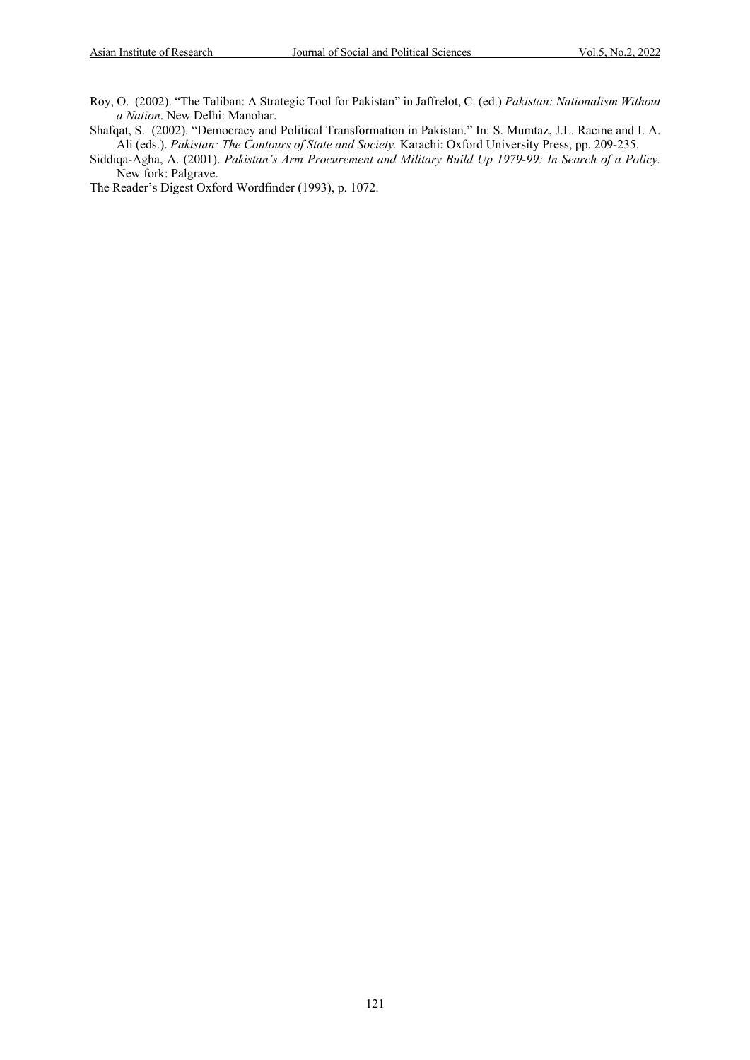Roy, O. (2002). "The Taliban: A Strategic Tool for Pakistan" in Jaffrelot, C. (ed.) *Pakistan: Nationalism Without a Nation*. New Delhi: Manohar.

Shafqat, S. (2002). "Democracy and Political Transformation in Pakistan." In: S. Mumtaz, J.L. Racine and I. A. Ali (eds.). *Pakistan: The Contours of State and Society.* Karachi: Oxford University Press, pp. 209-235.

Siddiqa-Agha, A. (2001). *Pakistan's Arm Procurement and Military Build Up 1979-99: In Search of a Policy.* New fork: Palgrave.

The Reader's Digest Oxford Wordfinder (1993), p. 1072.